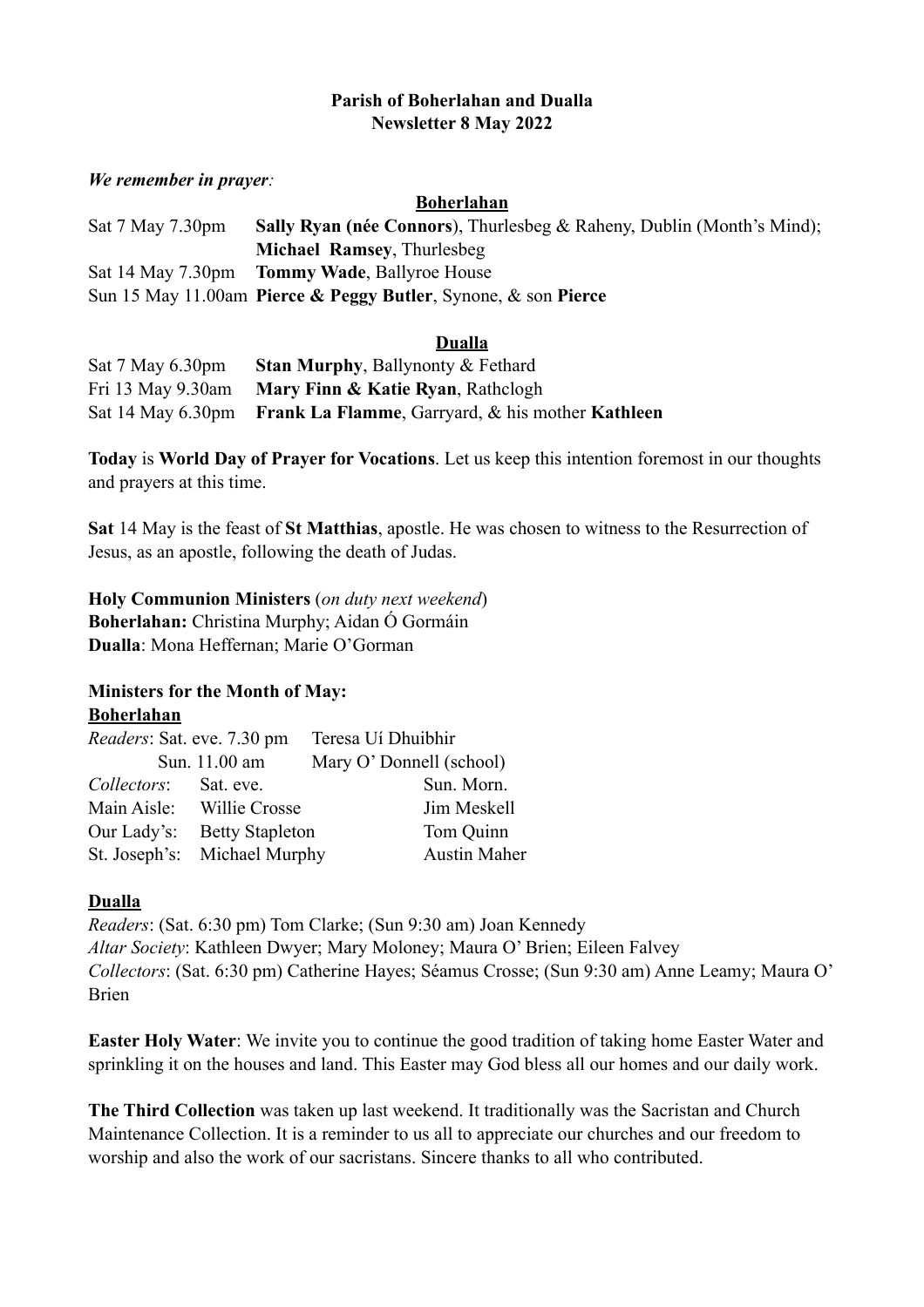**Parish of Boherlahan and Dualla**
**Newsletter 8 May 2022**

***We remember in prayer:***

**Boherlahan**

| | |
|---|---|
| Sat 7 May 7.30pm | **Sally Ryan (née Connors)**, Thurlesbeg & Raheny, Dublin (Month's Mind); **Michael Ramsey**, Thurlesbeg |
| Sat 14 May 7.30pm | **Tommy Wade**, Ballyroe House |
| Sun 15 May 11.00am | **Pierce & Peggy Butler**, Synone, & son **Pierce** |

**Dualla**

| | |
|---|---|
| Sat 7 May 6.30pm | **Stan Murphy**, Ballynonty & Fethard |
| Fri 13 May 9.30am | **Mary Finn & Katie Ryan**, Rathclogh |
| Sat 14 May 6.30pm | **Frank La Flamme**, Garryard, & his mother **Kathleen** |

**Today** is **World Day of Prayer for Vocations**. Let us keep this intention foremost in our thoughts and prayers at this time.

**Sat** 14 May is the feast of **St Matthias**, apostle. He was chosen to witness to the Resurrection of Jesus, as an apostle, following the death of Judas.

**Holy Communion Ministers** (*on duty next weekend*)
**Boherlahan:** Christina Murphy; Aidan Ó Gormáin
**Dualla**: Mona Heffernan; Marie O'Gorman

**Ministers for the Month of May:**
**Boherlahan**

| | | |
|---|---|---|
| *Readers*: Sat. eve. 7.30 pm | Teresa Uí Dhuibhir | |
| Sun. 11.00 am | Mary O' Donnell (school) | |
| *Collectors*: | Sat. eve. | Sun. Morn. |
| Main Aisle: | Willie Crosse | Jim Meskell |
| Our Lady's: | Betty Stapleton | Tom Quinn |
| St. Joseph's: | Michael Murphy | Austin Maher |

**Dualla**
*Readers*: (Sat. 6:30 pm) Tom Clarke; (Sun 9:30 am) Joan Kennedy
*Altar Society*: Kathleen Dwyer; Mary Moloney; Maura O' Brien; Eileen Falvey
*Collectors*: (Sat. 6:30 pm) Catherine Hayes; Séamus Crosse; (Sun 9:30 am) Anne Leamy; Maura O' Brien

**Easter Holy Water**: We invite you to continue the good tradition of taking home Easter Water and sprinkling it on the houses and land. This Easter may God bless all our homes and our daily work.

**The Third Collection** was taken up last weekend. It traditionally was the Sacristan and Church Maintenance Collection. It is a reminder to us all to appreciate our churches and our freedom to worship and also the work of our sacristans. Sincere thanks to all who contributed.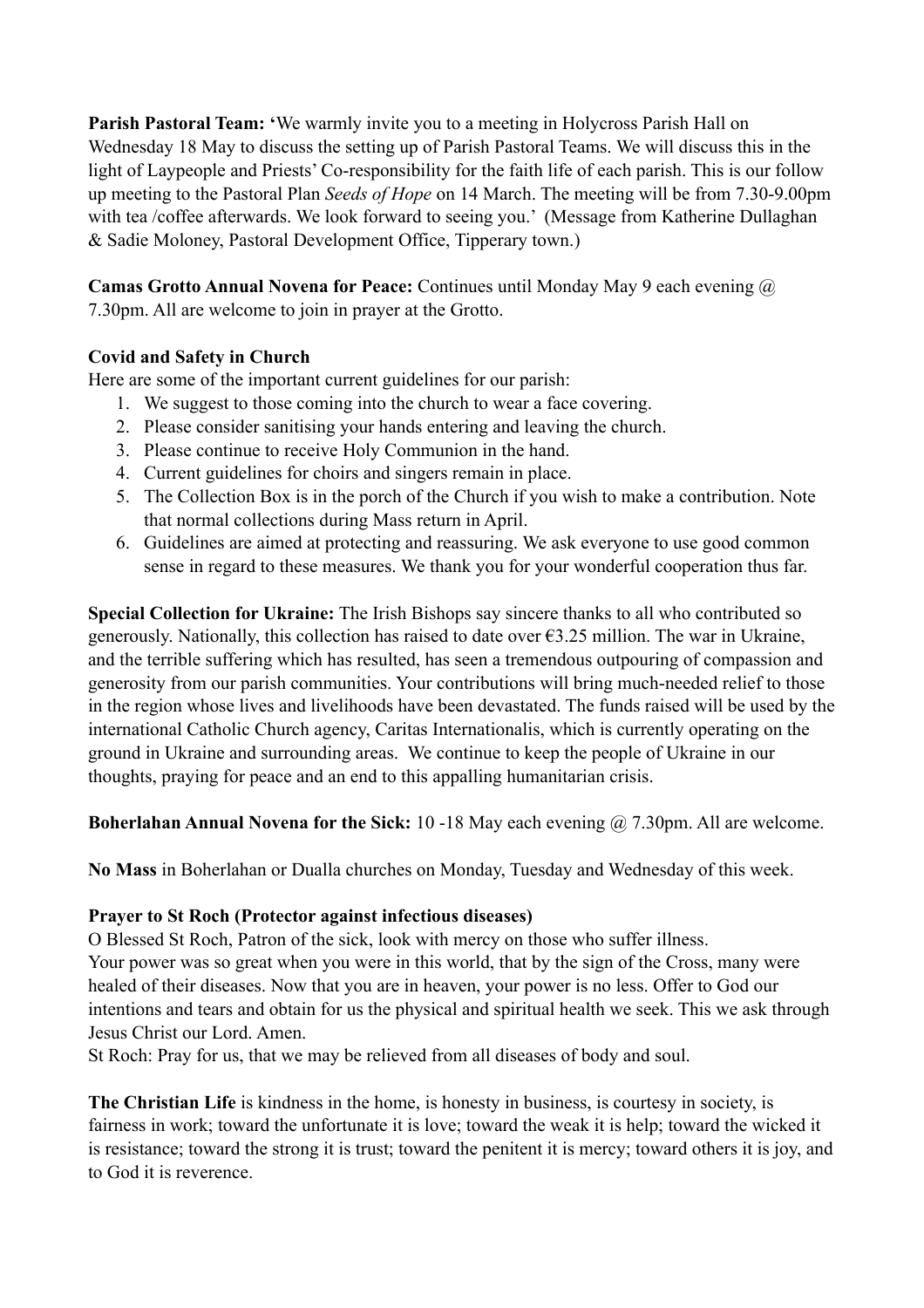**Parish Pastoral Team:** 'We warmly invite you to a meeting in Holycross Parish Hall on Wednesday 18 May to discuss the setting up of Parish Pastoral Teams. We will discuss this in the light of Laypeople and Priests' Co-responsibility for the faith life of each parish. This is our follow up meeting to the Pastoral Plan *Seeds of Hope* on 14 March. The meeting will be from 7.30-9.00pm with tea /coffee afterwards. We look forward to seeing you.' (Message from Katherine Dullaghan & Sadie Moloney, Pastoral Development Office, Tipperary town.)

**Camas Grotto Annual Novena for Peace:** Continues until Monday May 9 each evening @ 7.30pm. All are welcome to join in prayer at the Grotto.

**Covid and Safety in Church**

Here are some of the important current guidelines for our parish:

1. We suggest to those coming into the church to wear a face covering.
2. Please consider sanitising your hands entering and leaving the church.
3. Please continue to receive Holy Communion in the hand.
4. Current guidelines for choirs and singers remain in place.
5. The Collection Box is in the porch of the Church if you wish to make a contribution. Note that normal collections during Mass return in April.
6. Guidelines are aimed at protecting and reassuring. We ask everyone to use good common sense in regard to these measures. We thank you for your wonderful cooperation thus far.

**Special Collection for Ukraine:** The Irish Bishops say sincere thanks to all who contributed so generously. Nationally, this collection has raised to date over €3.25 million. The war in Ukraine, and the terrible suffering which has resulted, has seen a tremendous outpouring of compassion and generosity from our parish communities. Your contributions will bring much-needed relief to those in the region whose lives and livelihoods have been devastated. The funds raised will be used by the international Catholic Church agency, Caritas Internationalis, which is currently operating on the ground in Ukraine and surrounding areas. We continue to keep the people of Ukraine in our thoughts, praying for peace and an end to this appalling humanitarian crisis.

**Boherlahan Annual Novena for the Sick:** 10 -18 May each evening @ 7.30pm. All are welcome.

**No Mass** in Boherlahan or Dualla churches on Monday, Tuesday and Wednesday of this week.

**Prayer to St Roch (Protector against infectious diseases)**

O Blessed St Roch, Patron of the sick, look with mercy on those who suffer illness. Your power was so great when you were in this world, that by the sign of the Cross, many were healed of their diseases. Now that you are in heaven, your power is no less. Offer to God our intentions and tears and obtain for us the physical and spiritual health we seek. This we ask through Jesus Christ our Lord. Amen.

St Roch: Pray for us, that we may be relieved from all diseases of body and soul.

**The Christian Life** is kindness in the home, is honesty in business, is courtesy in society, is fairness in work; toward the unfortunate it is love; toward the weak it is help; toward the wicked it is resistance; toward the strong it is trust; toward the penitent it is mercy; toward others it is joy, and to God it is reverence.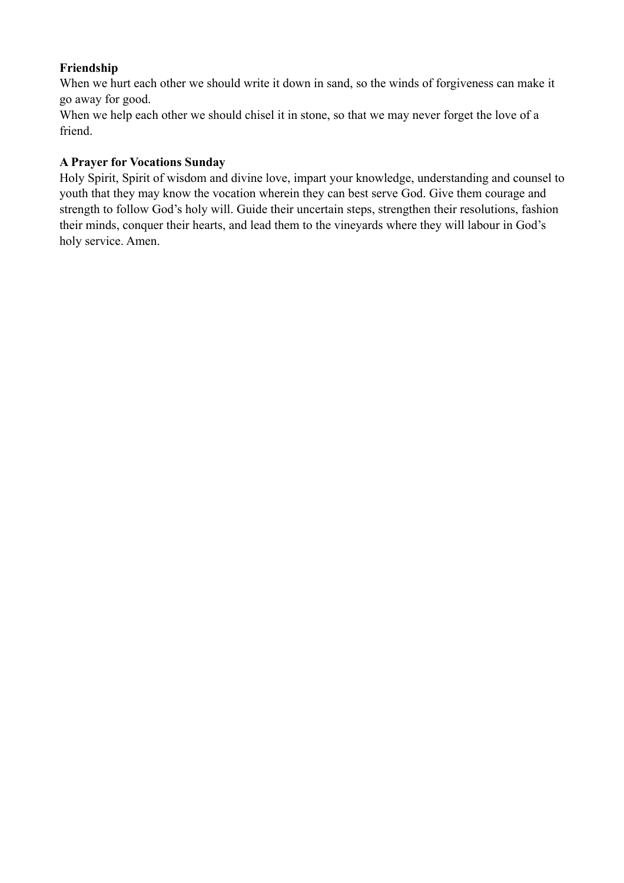**Friendship**

When we hurt each other we should write it down in sand, so the winds of forgiveness can make it go away for good.

When we help each other we should chisel it in stone, so that we may never forget the love of a friend.

**A Prayer for Vocations Sunday**

Holy Spirit, Spirit of wisdom and divine love, impart your knowledge, understanding and counsel to youth that they may know the vocation wherein they can best serve God. Give them courage and strength to follow God's holy will. Guide their uncertain steps, strengthen their resolutions, fashion their minds, conquer their hearts, and lead them to the vineyards where they will labour in God's holy service. Amen.